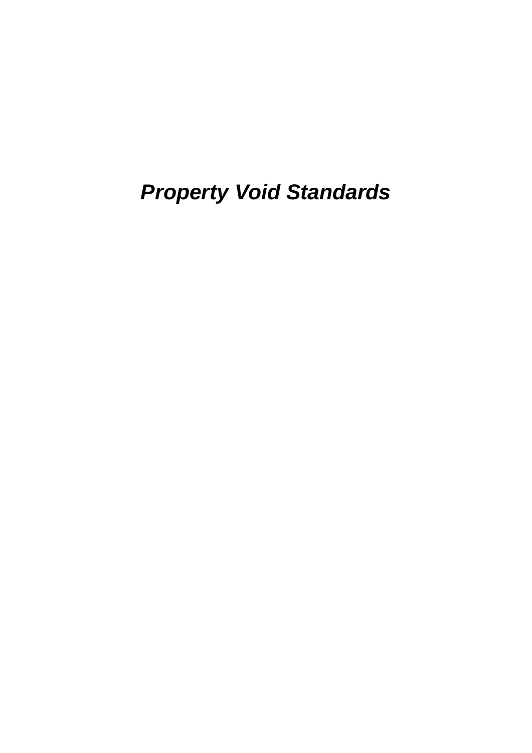# ***Property Void Standards***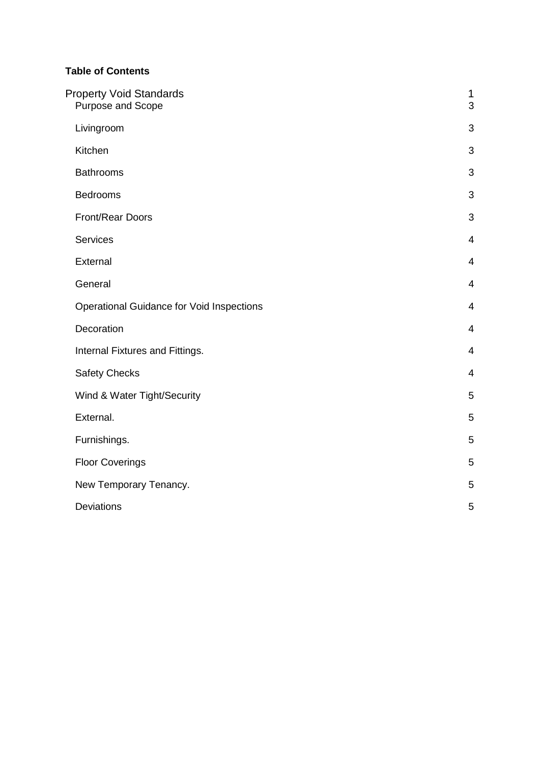**Table of Contents**

| | |
|---|---|
| Property Void Standards | 1 |
| Purpose and Scope | 3 |
| Livingroom | 3 |
| Kitchen | 3 |
| Bathrooms | 3 |
| Bedrooms | 3 |
| Front/Rear Doors | 3 |
| Services | 4 |
| External | 4 |
| General | 4 |
| Operational Guidance for Void Inspections | 4 |
| Decoration | 4 |
| Internal Fixtures and Fittings. | 4 |
| Safety Checks | 4 |
| Wind & Water Tight/Security | 5 |
| External. | 5 |
| Furnishings. | 5 |
| Floor Coverings | 5 |
| New Temporary Tenancy. | 5 |
| Deviations | 5 |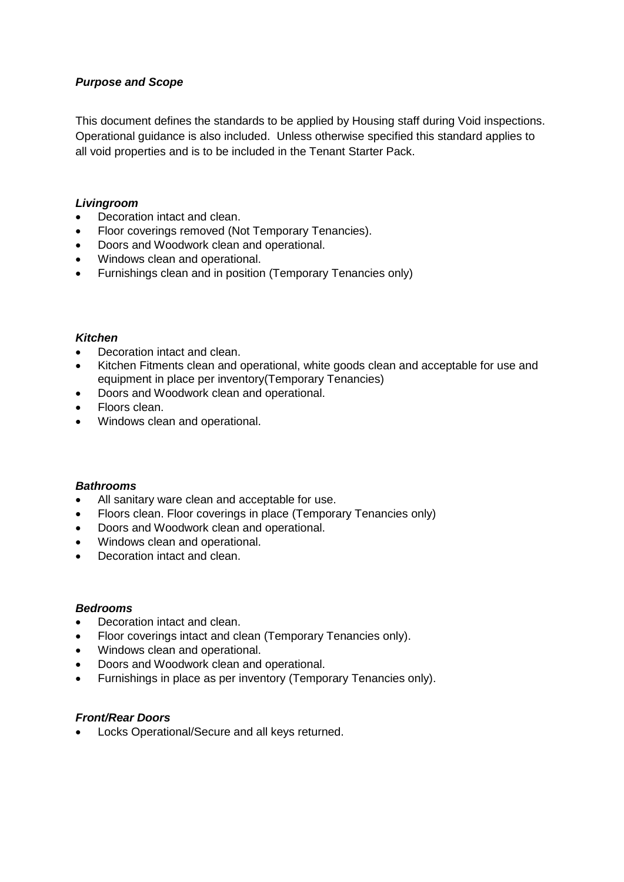***Purpose and Scope***

This document defines the standards to be applied by Housing staff during Void inspections. Operational guidance is also included. Unless otherwise specified this standard applies to all void properties and is to be included in the Tenant Starter Pack.

***Livingroom***

- Decoration intact and clean.
- Floor coverings removed (Not Temporary Tenancies).
- Doors and Woodwork clean and operational.
- Windows clean and operational.
- Furnishings clean and in position (Temporary Tenancies only)

***Kitchen***

- Decoration intact and clean.
- Kitchen Fitments clean and operational, white goods clean and acceptable for use and equipment in place per inventory(Temporary Tenancies)
- Doors and Woodwork clean and operational.
- Floors clean.
- Windows clean and operational.

***Bathrooms***

- All sanitary ware clean and acceptable for use.
- Floors clean. Floor coverings in place (Temporary Tenancies only)
- Doors and Woodwork clean and operational.
- Windows clean and operational.
- Decoration intact and clean.

***Bedrooms***

- Decoration intact and clean.
- Floor coverings intact and clean (Temporary Tenancies only).
- Windows clean and operational.
- Doors and Woodwork clean and operational.
- Furnishings in place as per inventory (Temporary Tenancies only).

***Front/Rear Doors***

- Locks Operational/Secure and all keys returned.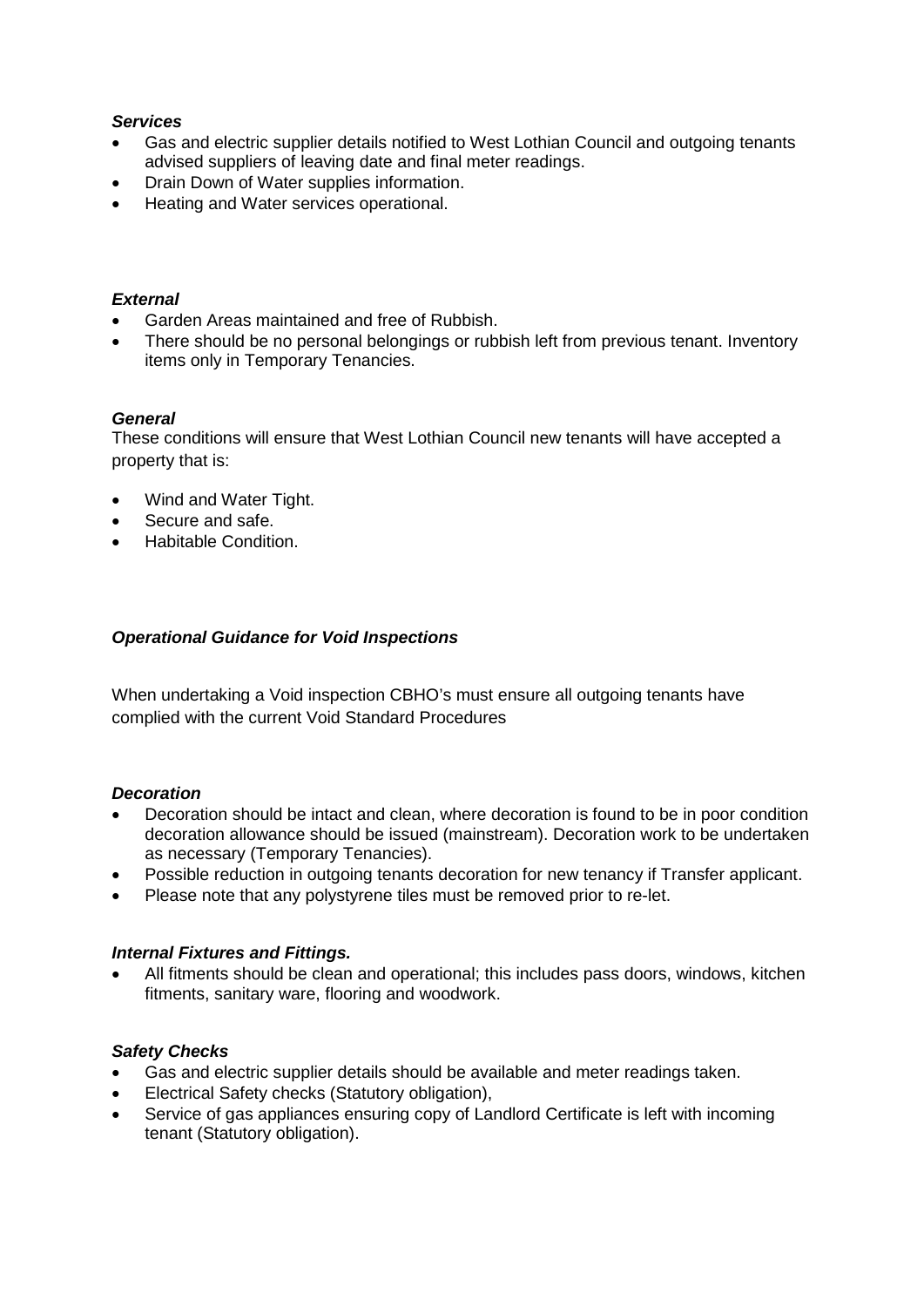### *Services*

- Gas and electric supplier details notified to West Lothian Council and outgoing tenants advised suppliers of leaving date and final meter readings.
- Drain Down of Water supplies information.
- Heating and Water services operational.

### *External*

- Garden Areas maintained and free of Rubbish.
- There should be no personal belongings or rubbish left from previous tenant. Inventory items only in Temporary Tenancies.

### *General*

These conditions will ensure that West Lothian Council new tenants will have accepted a property that is:

- Wind and Water Tight.
- Secure and safe.
- Habitable Condition.

### *Operational Guidance for Void Inspections*

When undertaking a Void inspection CBHO's must ensure all outgoing tenants have complied with the current Void Standard Procedures

### *Decoration*

- Decoration should be intact and clean, where decoration is found to be in poor condition decoration allowance should be issued (mainstream). Decoration work to be undertaken as necessary (Temporary Tenancies).
- Possible reduction in outgoing tenants decoration for new tenancy if Transfer applicant.
- Please note that any polystyrene tiles must be removed prior to re-let.

### *Internal Fixtures and Fittings.*

- All fitments should be clean and operational; this includes pass doors, windows, kitchen fitments, sanitary ware, flooring and woodwork.

### *Safety Checks*

- Gas and electric supplier details should be available and meter readings taken.
- Electrical Safety checks (Statutory obligation),
- Service of gas appliances ensuring copy of Landlord Certificate is left with incoming tenant (Statutory obligation).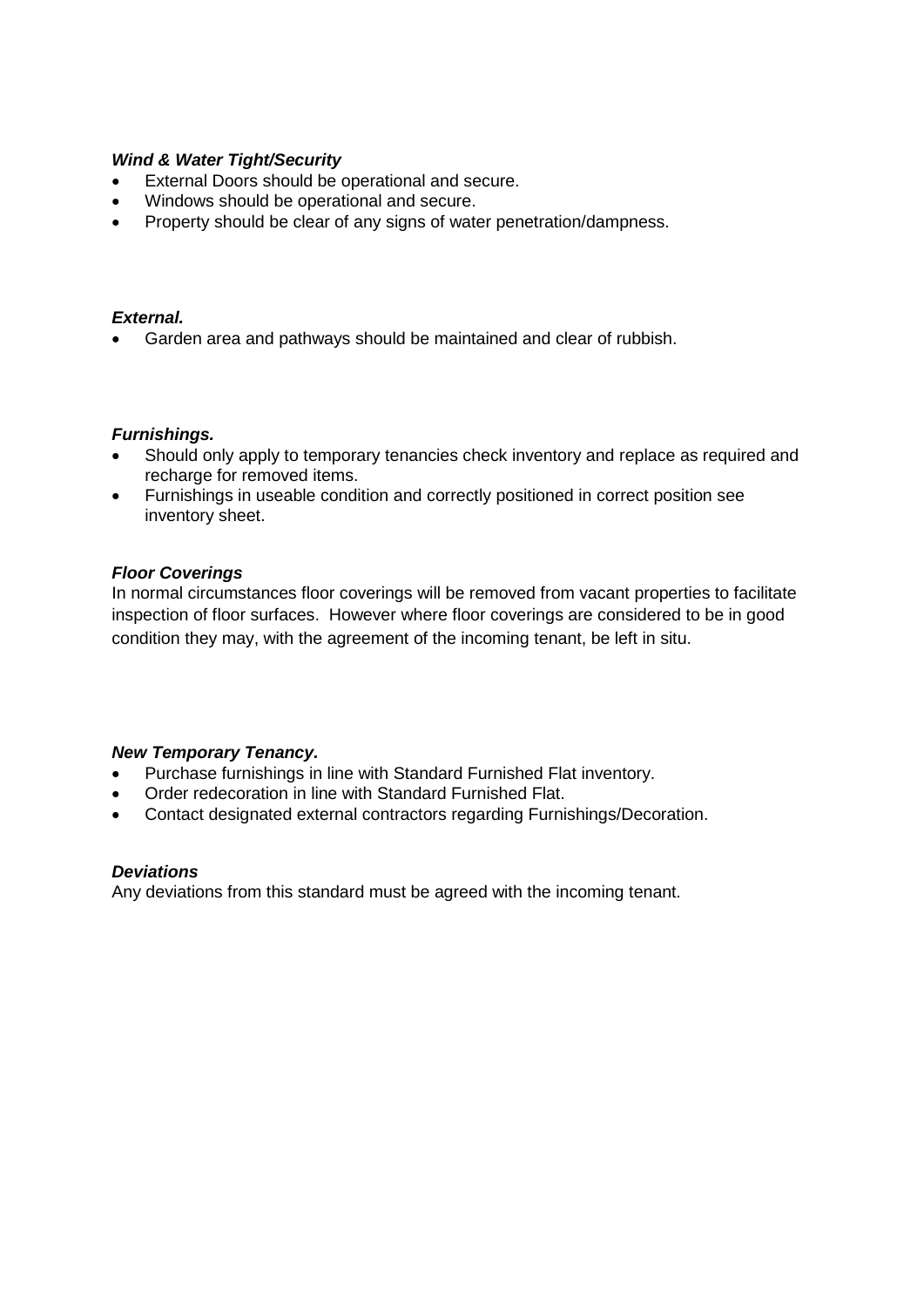***Wind & Water Tight/Security***

- External Doors should be operational and secure.
- Windows should be operational and secure.
- Property should be clear of any signs of water penetration/dampness.

***External.***

- Garden area and pathways should be maintained and clear of rubbish.

***Furnishings.***

- Should only apply to temporary tenancies check inventory and replace as required and recharge for removed items.
- Furnishings in useable condition and correctly positioned in correct position see inventory sheet.

***Floor Coverings***

In normal circumstances floor coverings will be removed from vacant properties to facilitate inspection of floor surfaces. However where floor coverings are considered to be in good condition they may, with the agreement of the incoming tenant, be left in situ.

***New Temporary Tenancy.***

- Purchase furnishings in line with Standard Furnished Flat inventory.
- Order redecoration in line with Standard Furnished Flat.
- Contact designated external contractors regarding Furnishings/Decoration.

***Deviations***

Any deviations from this standard must be agreed with the incoming tenant.